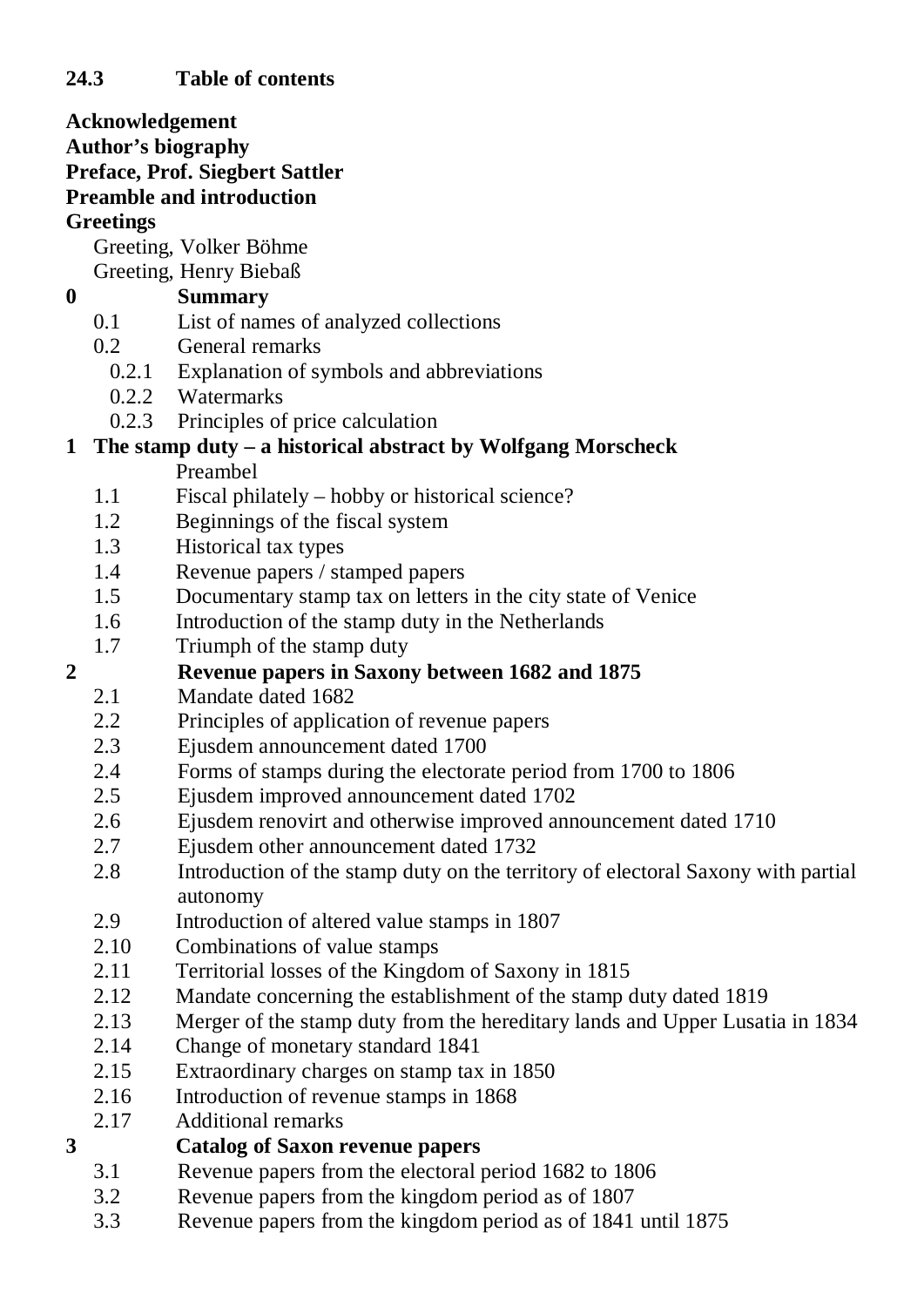## 24.3 Table of contents

**Acknowledgement**
**Author's biography**
**Preface, Prof. Siegbert Sattler**
**Preamble and introduction**
**Greetings**

- Greeting, Volker Böhme
- Greeting, Henry Biebaß

**0 Summary**

- 0.1 List of names of analyzed collections
- 0.2 General remarks
  - 0.2.1 Explanation of symbols and abbreviations
  - 0.2.2 Watermarks
  - 0.2.3 Principles of price calculation

**1 The stamp duty – a historical abstract by Wolfgang Morscheck**

- Preambel
- 1.1 Fiscal philately – hobby or historical science?
- 1.2 Beginnings of the fiscal system
- 1.3 Historical tax types
- 1.4 Revenue papers / stamped papers
- 1.5 Documentary stamp tax on letters in the city state of Venice
- 1.6 Introduction of the stamp duty in the Netherlands
- 1.7 Triumph of the stamp duty

**2 Revenue papers in Saxony between 1682 and 1875**

- 2.1 Mandate dated 1682
- 2.2 Principles of application of revenue papers
- 2.3 Ejusdem announcement dated 1700
- 2.4 Forms of stamps during the electorate period from 1700 to 1806
- 2.5 Ejusdem improved announcement dated 1702
- 2.6 Ejusdem renovirt and otherwise improved announcement dated 1710
- 2.7 Ejusdem other announcement dated 1732
- 2.8 Introduction of the stamp duty on the territory of electoral Saxony with partial autonomy
- 2.9 Introduction of altered value stamps in 1807
- 2.10 Combinations of value stamps
- 2.11 Territorial losses of the Kingdom of Saxony in 1815
- 2.12 Mandate concerning the establishment of the stamp duty dated 1819
- 2.13 Merger of the stamp duty from the hereditary lands and Upper Lusatia in 1834
- 2.14 Change of monetary standard 1841
- 2.15 Extraordinary charges on stamp tax in 1850
- 2.16 Introduction of revenue stamps in 1868
- 2.17 Additional remarks

**3 Catalog of Saxon revenue papers**

- 3.1 Revenue papers from the electoral period 1682 to 1806
- 3.2 Revenue papers from the kingdom period as of 1807
- 3.3 Revenue papers from the kingdom period as of 1841 until 1875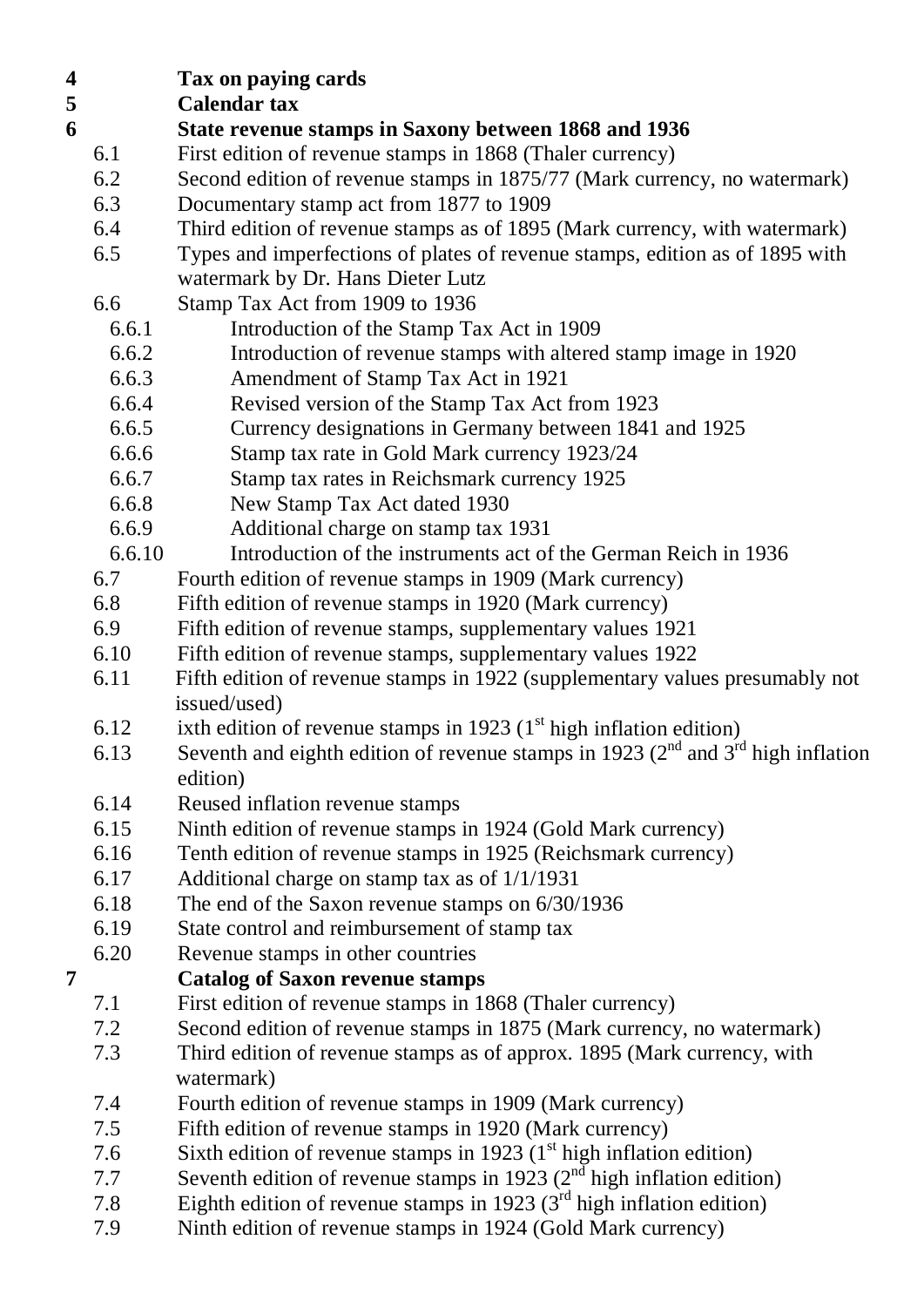**4 Tax on paying cards**

**5 Calendar tax**

**6 State revenue stamps in Saxony between 1868 and 1936**

- 6.1 First edition of revenue stamps in 1868 (Thaler currency)
- 6.2 Second edition of revenue stamps in 1875/77 (Mark currency, no watermark)
- 6.3 Documentary stamp act from 1877 to 1909
- 6.4 Third edition of revenue stamps as of 1895 (Mark currency, with watermark)
- 6.5 Types and imperfections of plates of revenue stamps, edition as of 1895 with watermark by Dr. Hans Dieter Lutz
- 6.6 Stamp Tax Act from 1909 to 1936
  - 6.6.1 Introduction of the Stamp Tax Act in 1909
  - 6.6.2 Introduction of revenue stamps with altered stamp image in 1920
  - 6.6.3 Amendment of Stamp Tax Act in 1921
  - 6.6.4 Revised version of the Stamp Tax Act from 1923
  - 6.6.5 Currency designations in Germany between 1841 and 1925
  - 6.6.6 Stamp tax rate in Gold Mark currency 1923/24
  - 6.6.7 Stamp tax rates in Reichsmark currency 1925
  - 6.6.8 New Stamp Tax Act dated 1930
  - 6.6.9 Additional charge on stamp tax 1931
  - 6.6.10 Introduction of the instruments act of the German Reich in 1936
- 6.7 Fourth edition of revenue stamps in 1909 (Mark currency)
- 6.8 Fifth edition of revenue stamps in 1920 (Mark currency)
- 6.9 Fifth edition of revenue stamps, supplementary values 1921
- 6.10 Fifth edition of revenue stamps, supplementary values 1922
- 6.11 Fifth edition of revenue stamps in 1922 (supplementary values presumably not issued/used)
- 6.12 ixth edition of revenue stamps in 1923 (1st high inflation edition)
- 6.13 Seventh and eighth edition of revenue stamps in 1923 (2nd and 3rd high inflation edition)
- 6.14 Reused inflation revenue stamps
- 6.15 Ninth edition of revenue stamps in 1924 (Gold Mark currency)
- 6.16 Tenth edition of revenue stamps in 1925 (Reichsmark currency)
- 6.17 Additional charge on stamp tax as of 1/1/1931
- 6.18 The end of the Saxon revenue stamps on 6/30/1936
- 6.19 State control and reimbursement of stamp tax
- 6.20 Revenue stamps in other countries

**7 Catalog of Saxon revenue stamps**

- 7.1 First edition of revenue stamps in 1868 (Thaler currency)
- 7.2 Second edition of revenue stamps in 1875 (Mark currency, no watermark)
- 7.3 Third edition of revenue stamps as of approx. 1895 (Mark currency, with watermark)
- 7.4 Fourth edition of revenue stamps in 1909 (Mark currency)
- 7.5 Fifth edition of revenue stamps in 1920 (Mark currency)
- 7.6 Sixth edition of revenue stamps in 1923 (1st high inflation edition)
- 7.7 Seventh edition of revenue stamps in 1923 (2nd high inflation edition)
- 7.8 Eighth edition of revenue stamps in 1923 (3rd high inflation edition)
- 7.9 Ninth edition of revenue stamps in 1924 (Gold Mark currency)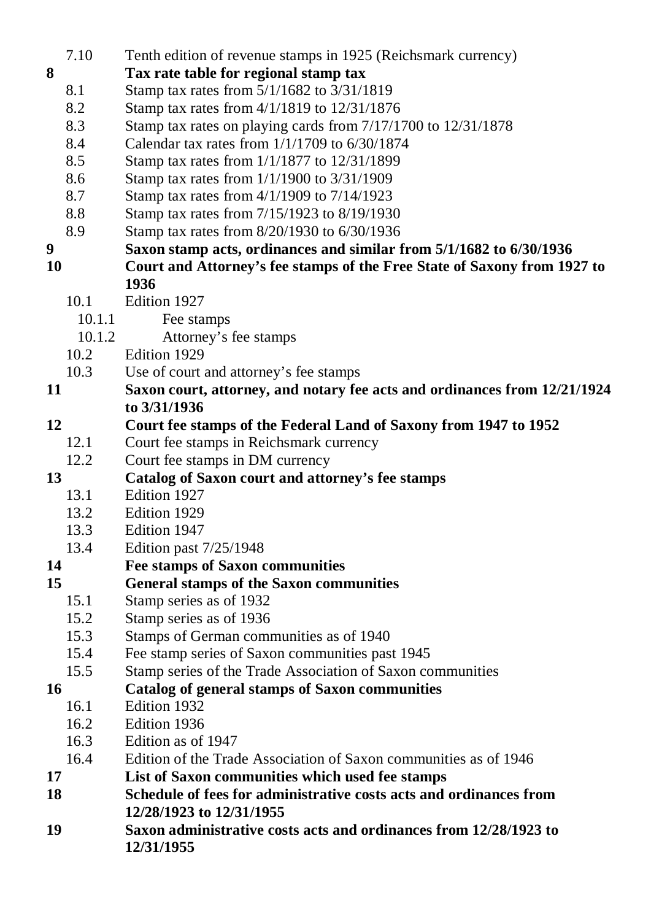7.10 Tenth edition of revenue stamps in 1925 (Reichsmark currency)

**8 Tax rate table for regional stamp tax**

- 8.1 Stamp tax rates from 5/1/1682 to 3/31/1819
- 8.2 Stamp tax rates from 4/1/1819 to 12/31/1876
- 8.3 Stamp tax rates on playing cards from 7/17/1700 to 12/31/1878
- 8.4 Calendar tax rates from 1/1/1709 to 6/30/1874
- 8.5 Stamp tax rates from 1/1/1877 to 12/31/1899
- 8.6 Stamp tax rates from 1/1/1900 to 3/31/1909
- 8.7 Stamp tax rates from 4/1/1909 to 7/14/1923
- 8.8 Stamp tax rates from 7/15/1923 to 8/19/1930
- 8.9 Stamp tax rates from 8/20/1930 to 6/30/1936

**9 Saxon stamp acts, ordinances and similar from 5/1/1682 to 6/30/1936**

**10 Court and Attorney's fee stamps of the Free State of Saxony from 1927 to 1936**

- 10.1 Edition 1927
  - 10.1.1 Fee stamps
  - 10.1.2 Attorney's fee stamps
- 10.2 Edition 1929
- 10.3 Use of court and attorney's fee stamps

**11 Saxon court, attorney, and notary fee acts and ordinances from 12/21/1924 to 3/31/1936**

**12 Court fee stamps of the Federal Land of Saxony from 1947 to 1952**

- 12.1 Court fee stamps in Reichsmark currency
- 12.2 Court fee stamps in DM currency

**13 Catalog of Saxon court and attorney's fee stamps**

- 13.1 Edition 1927
- 13.2 Edition 1929
- 13.3 Edition 1947
- 13.4 Edition past 7/25/1948

**14 Fee stamps of Saxon communities**

**15 General stamps of the Saxon communities**

- 15.1 Stamp series as of 1932
- 15.2 Stamp series as of 1936
- 15.3 Stamps of German communities as of 1940
- 15.4 Fee stamp series of Saxon communities past 1945
- 15.5 Stamp series of the Trade Association of Saxon communities

**16 Catalog of general stamps of Saxon communities**

- 16.1 Edition 1932
- 16.2 Edition 1936
- 16.3 Edition as of 1947
- 16.4 Edition of the Trade Association of Saxon communities as of 1946

**17 List of Saxon communities which used fee stamps**

**18 Schedule of fees for administrative costs acts and ordinances from 12/28/1923 to 12/31/1955**

**19 Saxon administrative costs acts and ordinances from 12/28/1923 to 12/31/1955**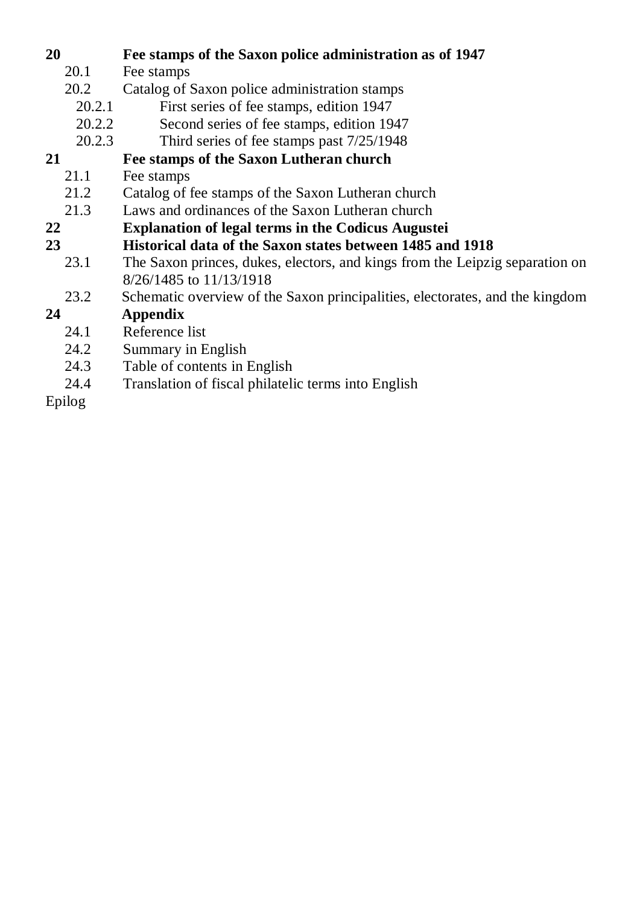**20 Fee stamps of the Saxon police administration as of 1947**

- 20.1 Fee stamps
- 20.2 Catalog of Saxon police administration stamps
  - 20.2.1 First series of fee stamps, edition 1947
  - 20.2.2 Second series of fee stamps, edition 1947
  - 20.2.3 Third series of fee stamps past 7/25/1948

**21 Fee stamps of the Saxon Lutheran church**

- 21.1 Fee stamps
- 21.2 Catalog of fee stamps of the Saxon Lutheran church
- 21.3 Laws and ordinances of the Saxon Lutheran church

**22 Explanation of legal terms in the Codicus Augustei**

**23 Historical data of the Saxon states between 1485 and 1918**

- 23.1 The Saxon princes, dukes, electors, and kings from the Leipzig separation on 8/26/1485 to 11/13/1918
- 23.2 Schematic overview of the Saxon principalities, electorates, and the kingdom

**24 Appendix**

- 24.1 Reference list
- 24.2 Summary in English
- 24.3 Table of contents in English
- 24.4 Translation of fiscal philatelic terms into English

Epilog